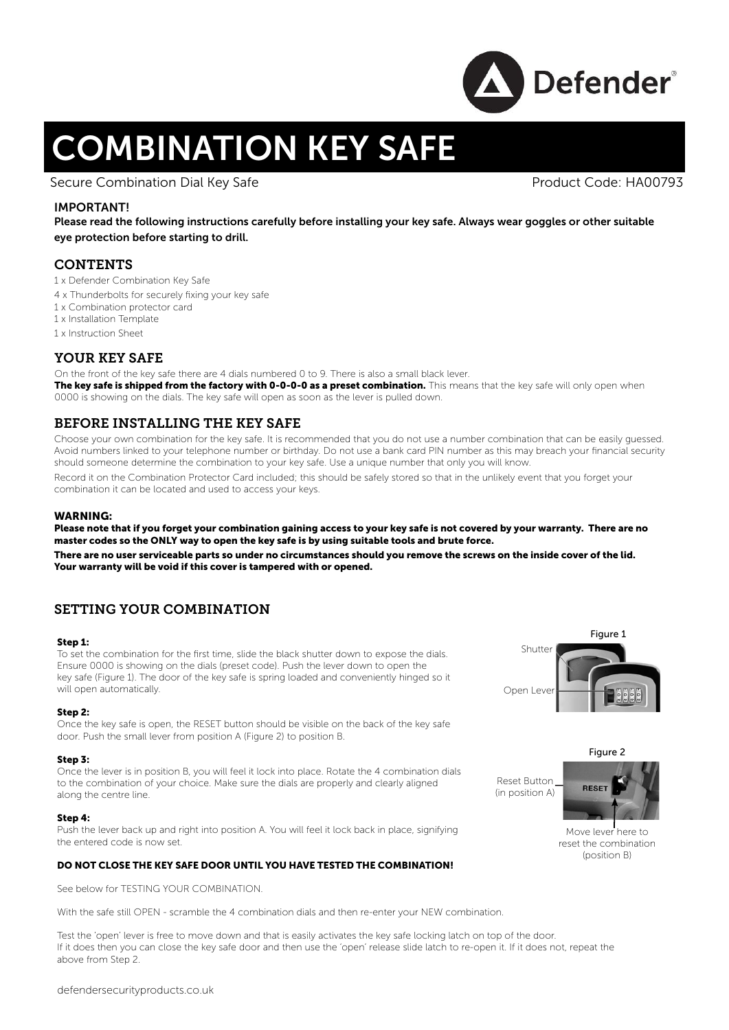Defender®

# COMBINATION KEY SAFE

Secure Combination Dial Key Safe | Product Code: HA00793

**IMPORTANT!**

**Please read the following instructions carefully before installing your key safe. Always wear goggles or other suitable eye protection before starting to drill.**

## CONTENTS

1 x Defender Combination Key Safe
4 x Thunderbolts for securely fixing your key safe
1 x Combination protector card
1 x Installation Template
1 x Instruction Sheet

## YOUR KEY SAFE

On the front of the key safe there are 4 dials numbered 0 to 9. There is also a small black lever.

**The key safe is shipped from the factory with 0-0-0-0 as a preset combination.** This means that the key safe will only open when 0000 is showing on the dials. The key safe will open as soon as the lever is pulled down.

## BEFORE INSTALLING THE KEY SAFE

Choose your own combination for the key safe. It is recommended that you do not use a number combination that can be easily guessed. Avoid numbers linked to your telephone number or birthday. Do not use a bank card PIN number as this may breach your financial security should someone determine the combination to your key safe. Use a unique number that only you will know.

Record it on the Combination Protector Card included; this should be safely stored so that in the unlikely event that you forget your combination it can be located and used to access your keys.

**WARNING:**

**Please note that if you forget your combination gaining access to your key safe is not covered by your warranty. There are no master codes so the ONLY way to open the key safe is by using suitable tools and brute force.**

**There are no user serviceable parts so under no circumstances should you remove the screws on the inside cover of the lid. Your warranty will be void if this cover is tampered with or opened.**

## SETTING YOUR COMBINATION

**Step 1:**
To set the combination for the first time, slide the black shutter down to expose the dials. Ensure 0000 is showing on the dials (preset code). Push the lever down to open the key safe (Figure 1). The door of the key safe is spring loaded and conveniently hinged so it will open automatically.

Figure 1 — Shutter; Open Lever

**Step 2:**
Once the key safe is open, the RESET button should be visible on the back of the key safe door. Push the small lever from position A (Figure 2) to position B.

**Step 3:**
Once the lever is in position B, you will feel it lock into place. Rotate the 4 combination dials to the combination of your choice. Make sure the dials are properly and clearly aligned along the centre line.

Figure 2 — Reset Button (in position A); Move lever here to reset the combination (position B)

**Step 4:**
Push the lever back up and right into position A. You will feel it lock back in place, signifying the entered code is now set.

**DO NOT CLOSE THE KEY SAFE DOOR UNTIL YOU HAVE TESTED THE COMBINATION!**

See below for TESTING YOUR COMBINATION.

With the safe still OPEN - scramble the 4 combination dials and then re-enter your NEW combination.

Test the 'open' lever is free to move down and that is easily activates the key safe locking latch on top of the door.
If it does then you can close the key safe door and then use the 'open' release slide latch to re-open it. If it does not, repeat the above from Step 2.

defendersecurityproducts.co.uk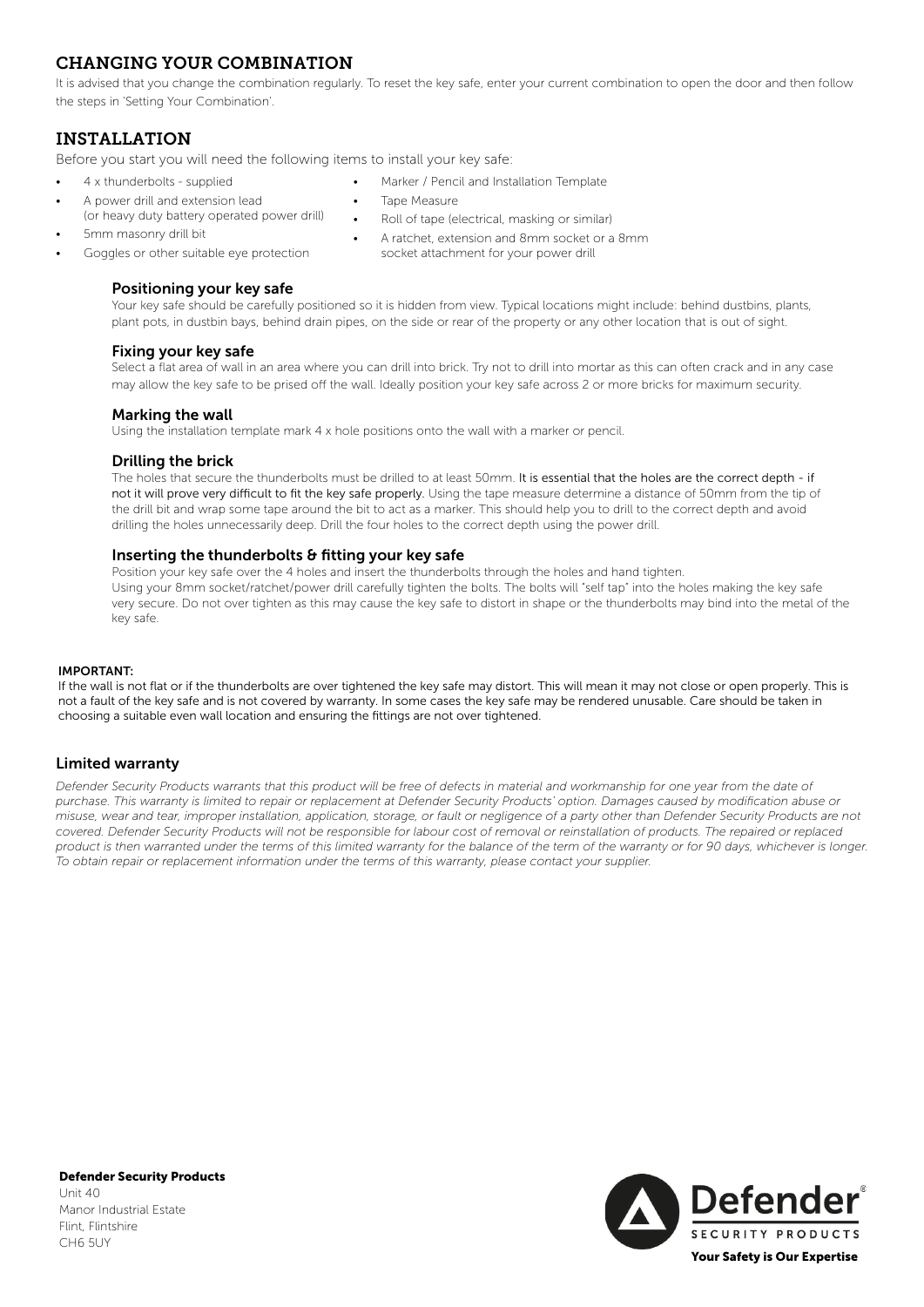## CHANGING YOUR COMBINATION

It is advised that you change the combination regularly. To reset the key safe, enter your current combination to open the door and then follow the steps in 'Setting Your Combination'.

## INSTALLATION

Before you start you will need the following items to install your key safe:

- 4 x thunderbolts - supplied
- A power drill and extension lead (or heavy duty battery operated power drill)
- 5mm masonry drill bit
- Goggles or other suitable eye protection
- Marker / Pencil and Installation Template
- Tape Measure
- Roll of tape (electrical, masking or similar)
- A ratchet, extension and 8mm socket or a 8mm socket attachment for your power drill

### Positioning your key safe

Your key safe should be carefully positioned so it is hidden from view. Typical locations might include: behind dustbins, plants, plant pots, in dustbin bays, behind drain pipes, on the side or rear of the property or any other location that is out of sight.

### Fixing your key safe

Select a flat area of wall in an area where you can drill into brick. Try not to drill into mortar as this can often crack and in any case may allow the key safe to be prised off the wall. Ideally position your key safe across 2 or more bricks for maximum security.

### Marking the wall

Using the installation template mark 4 x hole positions onto the wall with a marker or pencil.

### Drilling the brick

The holes that secure the thunderbolts must be drilled to at least 50mm. It is essential that the holes are the correct depth - if not it will prove very difficult to fit the key safe properly. Using the tape measure determine a distance of 50mm from the tip of the drill bit and wrap some tape around the bit to act as a marker. This should help you to drill to the correct depth and avoid drilling the holes unnecessarily deep. Drill the four holes to the correct depth using the power drill.

### Inserting the thunderbolts & fitting your key safe

Position your key safe over the 4 holes and insert the thunderbolts through the holes and hand tighten.
Using your 8mm socket/ratchet/power drill carefully tighten the bolts. The bolts will "self tap" into the holes making the key safe very secure. Do not over tighten as this may cause the key safe to distort in shape or the thunderbolts may bind into the metal of the key safe.

**IMPORTANT:**
If the wall is not flat or if the thunderbolts are over tightened the key safe may distort. This will mean it may not close or open properly. This is not a fault of the key safe and is not covered by warranty. In some cases the key safe may be rendered unusable. Care should be taken in choosing a suitable even wall location and ensuring the fittings are not over tightened.

### Limited warranty

*Defender Security Products warrants that this product will be free of defects in material and workmanship for one year from the date of purchase. This warranty is limited to repair or replacement at Defender Security Products' option. Damages caused by modification abuse or misuse, wear and tear, improper installation, application, storage, or fault or negligence of a party other than Defender Security Products are not covered. Defender Security Products will not be responsible for labour cost of removal or reinstallation of products. The repaired or replaced product is then warranted under the terms of this limited warranty for the balance of the term of the warranty or for 90 days, whichever is longer. To obtain repair or replacement information under the terms of this warranty, please contact your supplier.*

**Defender Security Products**
Unit 40
Manor Industrial Estate
Flint, Flintshire
CH6 5UY

Defender® SECURITY PRODUCTS
**Your Safety is Our Expertise**